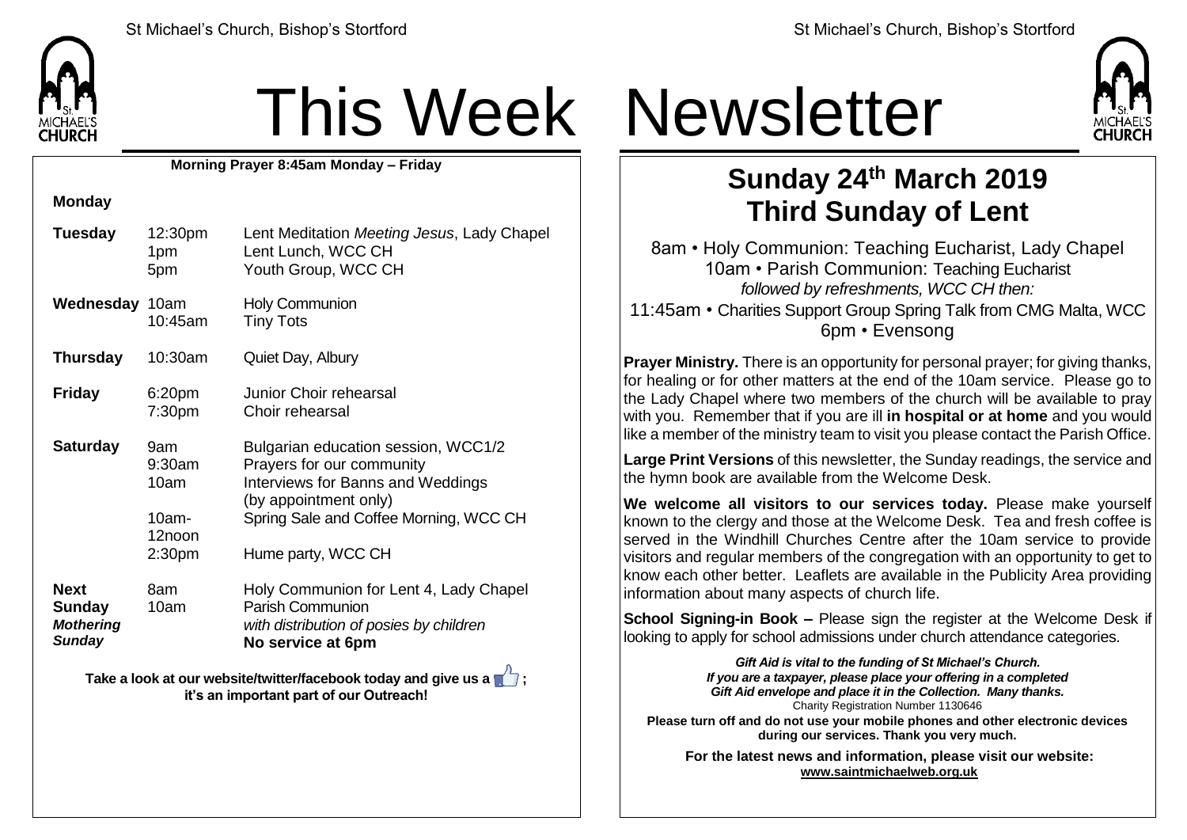# This Week Newsletter

**Morning Prayer 8:45am Monday – Friday**

| | | |
|---|---|---|
| **Monday** | | |
| **Tuesday** | 12:30pm | Lent Meditation *Meeting Jesus*, Lady Chapel |
| | 1pm | Lent Lunch, WCC CH |
| | 5pm | Youth Group, WCC CH |
| **Wednesday** | 10am | Holy Communion |
| | 10:45am | Tiny Tots |
| **Thursday** | 10:30am | Quiet Day, Albury |
| **Friday** | 6:20pm | Junior Choir rehearsal |
| | 7:30pm | Choir rehearsal |
| **Saturday** | 9am | Bulgarian education session, WCC1/2 |
| | 9:30am | Prayers for our community |
| | 10am | Interviews for Banns and Weddings (by appointment only) |
| | 10am-12noon | Spring Sale and Coffee Morning, WCC CH |
| | 2:30pm | Hume party, WCC CH |
| **Next Sunday** *Mothering Sunday* | 8am | Holy Communion for Lent 4, Lady Chapel |
| | 10am | Parish Communion *with distribution of posies by children* |
| | | **No service at 6pm** |

**Take a look at our website/twitter/facebook today and give us a 👍; it's an important part of our Outreach!**

## Sunday 24th March 2019
## Third Sunday of Lent

8am • Holy Communion: Teaching Eucharist, Lady Chapel
10am • Parish Communion: Teaching Eucharist
*followed by refreshments, WCC CH then:*
11:45am • Charities Support Group Spring Talk from CMG Malta, WCC
6pm • Evensong

**Prayer Ministry.** There is an opportunity for personal prayer; for giving thanks, for healing or for other matters at the end of the 10am service. Please go to the Lady Chapel where two members of the church will be available to pray with you. Remember that if you are ill **in hospital or at home** and you would like a member of the ministry team to visit you please contact the Parish Office.

**Large Print Versions** of this newsletter, the Sunday readings, the service and the hymn book are available from the Welcome Desk.

**We welcome all visitors to our services today.** Please make yourself known to the clergy and those at the Welcome Desk. Tea and fresh coffee is served in the Windhill Churches Centre after the 10am service to provide visitors and regular members of the congregation with an opportunity to get to know each other better. Leaflets are available in the Publicity Area providing information about many aspects of church life.

**School Signing-in Book –** Please sign the register at the Welcome Desk if looking to apply for school admissions under church attendance categories.

***Gift Aid is vital to the funding of St Michael's Church. If you are a taxpayer, please place your offering in a completed Gift Aid envelope and place it in the Collection. Many thanks.***
Charity Registration Number 1130646

**Please turn off and do not use your mobile phones and other electronic devices during our services. Thank you very much.**

**For the latest news and information, please visit our website: www.saintmichaelweb.org.uk**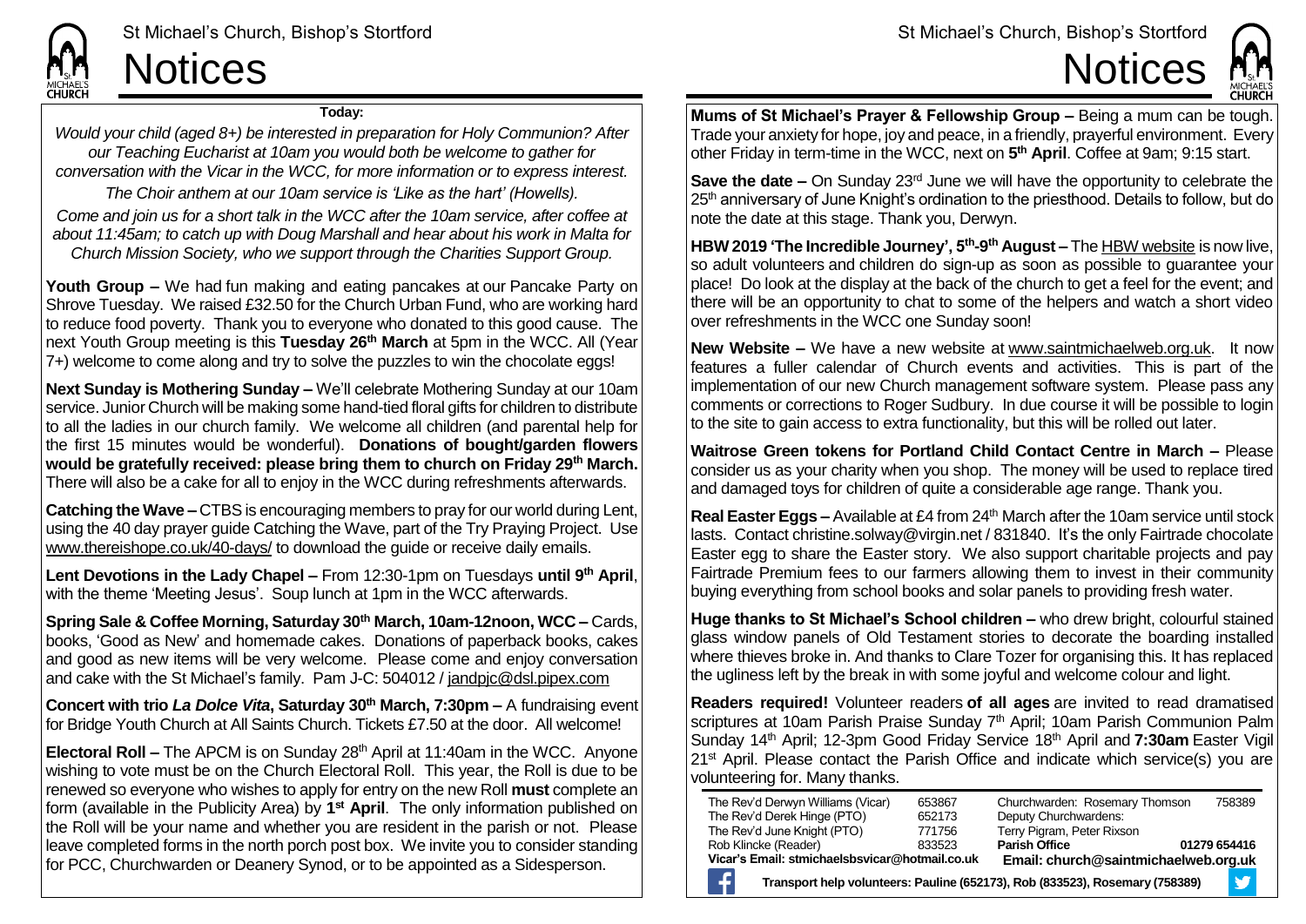# St Michael's Church, Bishop's Stortford

# Notices

**Today:**

*Would your child (aged 8+) be interested in preparation for Holy Communion? After our Teaching Eucharist at 10am you would both be welcome to gather for conversation with the Vicar in the WCC, for more information or to express interest.*

*The Choir anthem at our 10am service is 'Like as the hart' (Howells).*

*Come and join us for a short talk in the WCC after the 10am service, after coffee at about 11:45am; to catch up with Doug Marshall and hear about his work in Malta for Church Mission Society, who we support through the Charities Support Group.*

**Youth Group –** We had fun making and eating pancakes at our Pancake Party on Shrove Tuesday. We raised £32.50 for the Church Urban Fund, who are working hard to reduce food poverty. Thank you to everyone who donated to this good cause. The next Youth Group meeting is this **Tuesday 26th March** at 5pm in the WCC. All (Year 7+) welcome to come along and try to solve the puzzles to win the chocolate eggs!

**Next Sunday is Mothering Sunday –** We'll celebrate Mothering Sunday at our 10am service. Junior Church will be making some hand-tied floral gifts for children to distribute to all the ladies in our church family. We welcome all children (and parental help for the first 15 minutes would be wonderful). **Donations of bought/garden flowers would be gratefully received: please bring them to church on Friday 29th March.** There will also be a cake for all to enjoy in the WCC during refreshments afterwards.

**Catching the Wave –** CTBS is encouraging members to pray for our world during Lent, using the 40 day prayer guide Catching the Wave, part of the Try Praying Project. Use www.thereishope.co.uk/40-days/ to download the guide or receive daily emails.

**Lent Devotions in the Lady Chapel –** From 12:30-1pm on Tuesdays **until 9th April**, with the theme 'Meeting Jesus'. Soup lunch at 1pm in the WCC afterwards.

**Spring Sale & Coffee Morning, Saturday 30th March, 10am-12noon, WCC –** Cards, books, 'Good as New' and homemade cakes. Donations of paperback books, cakes and good as new items will be very welcome. Please come and enjoy conversation and cake with the St Michael's family. Pam J-C: 504012 / jandpjc@dsl.pipex.com

**Concert with trio *La Dolce Vita*, Saturday 30th March, 7:30pm –** A fundraising event for Bridge Youth Church at All Saints Church. Tickets £7.50 at the door. All welcome!

**Electoral Roll –** The APCM is on Sunday 28th April at 11:40am in the WCC. Anyone wishing to vote must be on the Church Electoral Roll. This year, the Roll is due to be renewed so everyone who wishes to apply for entry on the new Roll **must** complete an form (available in the Publicity Area) by **1st April**. The only information published on the Roll will be your name and whether you are resident in the parish or not. Please leave completed forms in the north porch post box. We invite you to consider standing for PCC, Churchwarden or Deanery Synod, or to be appointed as a Sidesperson.

**Mums of St Michael's Prayer & Fellowship Group –** Being a mum can be tough. Trade your anxiety for hope, joy and peace, in a friendly, prayerful environment. Every other Friday in term-time in the WCC, next on **5th April**. Coffee at 9am; 9:15 start.

**Save the date –** On Sunday 23rd June we will have the opportunity to celebrate the 25th anniversary of June Knight's ordination to the priesthood. Details to follow, but do note the date at this stage. Thank you, Derwyn.

**HBW 2019 'The Incredible Journey', 5th-9th August –** The HBW website is now live, so adult volunteers and children do sign-up as soon as possible to guarantee your place! Do look at the display at the back of the church to get a feel for the event; and there will be an opportunity to chat to some of the helpers and watch a short video over refreshments in the WCC one Sunday soon!

**New Website –** We have a new website at www.saintmichaelweb.org.uk. It now features a fuller calendar of Church events and activities. This is part of the implementation of our new Church management software system. Please pass any comments or corrections to Roger Sudbury. In due course it will be possible to login to the site to gain access to extra functionality, but this will be rolled out later.

**Waitrose Green tokens for Portland Child Contact Centre in March –** Please consider us as your charity when you shop. The money will be used to replace tired and damaged toys for children of quite a considerable age range. Thank you.

**Real Easter Eggs –** Available at £4 from 24th March after the 10am service until stock lasts. Contact christine.solway@virgin.net / 831840. It's the only Fairtrade chocolate Easter egg to share the Easter story. We also support charitable projects and pay Fairtrade Premium fees to our farmers allowing them to invest in their community buying everything from school books and solar panels to providing fresh water.

**Huge thanks to St Michael's School children –** who drew bright, colourful stained glass window panels of Old Testament stories to decorate the boarding installed where thieves broke in. And thanks to Clare Tozer for organising this. It has replaced the ugliness left by the break in with some joyful and welcome colour and light.

**Readers required!** Volunteer readers **of all ages** are invited to read dramatised scriptures at 10am Parish Praise Sunday 7th April; 10am Parish Communion Palm Sunday 14th April; 12-3pm Good Friday Service 18th April and **7:30am** Easter Vigil 21st April. Please contact the Parish Office and indicate which service(s) you are volunteering for. Many thanks.

| | | | |
|---|---|---|---|
| The Rev'd Derwyn Williams (Vicar) | 653867 | Churchwarden: Rosemary Thomson | 758389 |
| The Rev'd Derek Hinge (PTO) | 652173 | Deputy Churchwardens: | |
| The Rev'd June Knight (PTO) | 771756 | Terry Pigram, Peter Rixson | |
| Rob Klincke (Reader) | 833523 | **Parish Office** | **01279 654416** |
| **Vicar's Email: stmichaelsbsvicar@hotmail.co.uk** | | **Email: church@saintmichaelweb.org.uk** | |

**Transport help volunteers: Pauline (652173), Rob (833523), Rosemary (758389)**